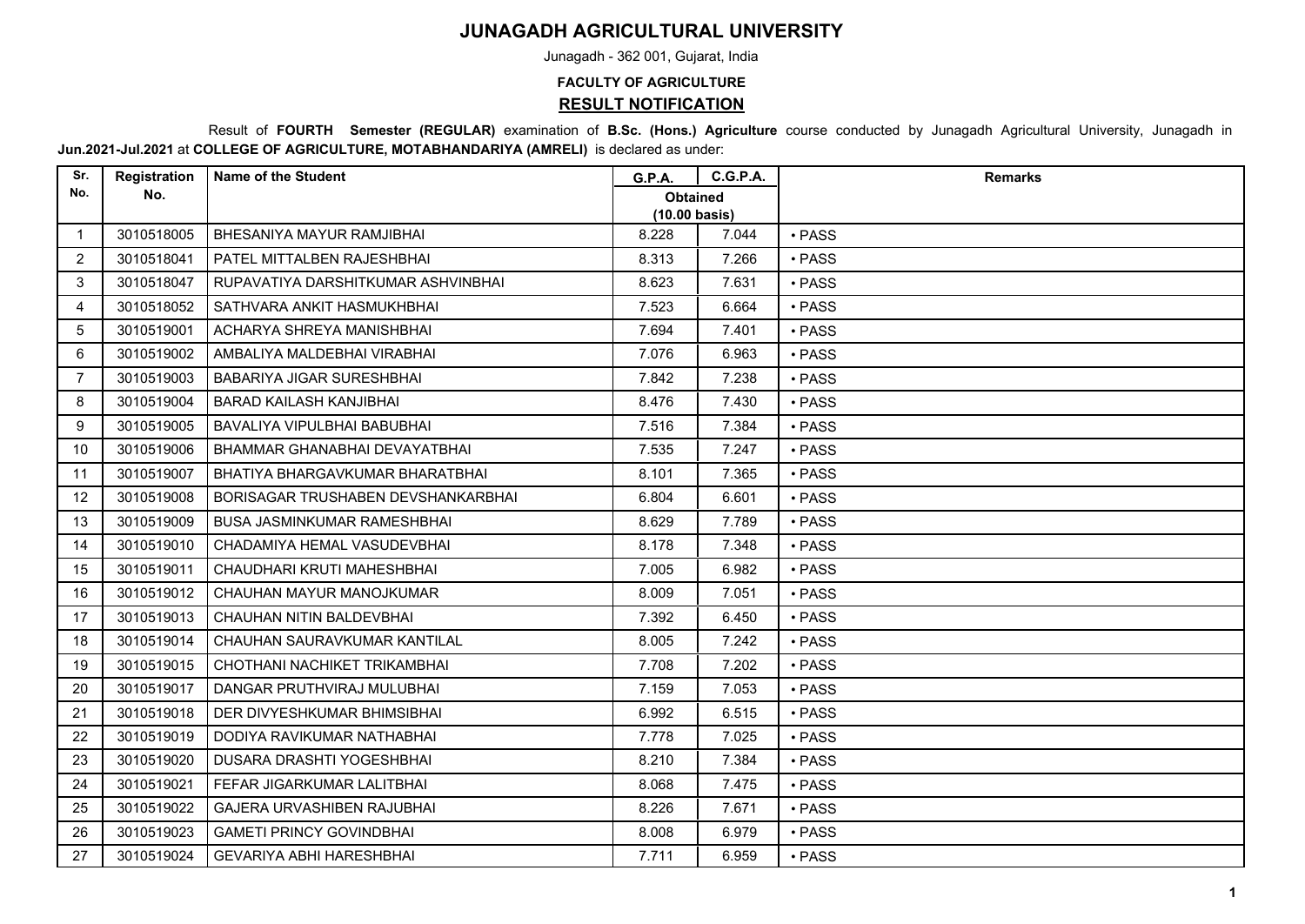# JUNAGADH AGRICULTURAL UNIVERSITY

Junagadh - 362 001, Gujarat, India

**FACULTY OF AGRICULTURE**

## RESULT NOTIFICATION

Result of **FOURTH Semester (REGULAR)** examination of **B.Sc. (Hons.) Agriculture** course conducted by Junagadh Agricultural University, Junagadh in **Jun.2021-Jul.2021** at **COLLEGE OF AGRICULTURE, MOTABHANDARIYA (AMRELI)** is declared as under:

| Sr. No. | Registration No. | Name of the Student | G.P.A. | C.G.P.A. | Remarks |
|---|---|---|---|---|---|
| | | | Obtained (10.00 basis) | | |
| 1 | 3010518005 | BHESANIYA MAYUR RAMJIBHAI | 8.228 | 7.044 | • PASS |
| 2 | 3010518041 | PATEL MITTALBEN RAJESHBHAI | 8.313 | 7.266 | • PASS |
| 3 | 3010518047 | RUPAVATIYA DARSHITKUMAR ASHVINBHAI | 8.623 | 7.631 | • PASS |
| 4 | 3010518052 | SATHVARA ANKIT HASMUKHBHAI | 7.523 | 6.664 | • PASS |
| 5 | 3010519001 | ACHARYA SHREYA MANISHBHAI | 7.694 | 7.401 | • PASS |
| 6 | 3010519002 | AMBALIYA MALDEBHAI VIRABHAI | 7.076 | 6.963 | • PASS |
| 7 | 3010519003 | BABARIYA JIGAR SURESHBHAI | 7.842 | 7.238 | • PASS |
| 8 | 3010519004 | BARAD KAILASH KANJIBHAI | 8.476 | 7.430 | • PASS |
| 9 | 3010519005 | BAVALIYA VIPULBHAI BABUBHAI | 7.516 | 7.384 | • PASS |
| 10 | 3010519006 | BHAMMAR GHANABHAI DEVAYATBHAI | 7.535 | 7.247 | • PASS |
| 11 | 3010519007 | BHATIYA BHARGAVKUMAR BHARATBHAI | 8.101 | 7.365 | • PASS |
| 12 | 3010519008 | BORISAGAR TRUSHABEN DEVSHANKARBHAI | 6.804 | 6.601 | • PASS |
| 13 | 3010519009 | BUSA JASMINKUMAR RAMESHBHAI | 8.629 | 7.789 | • PASS |
| 14 | 3010519010 | CHADAMIYA HEMAL VASUDEVBHAI | 8.178 | 7.348 | • PASS |
| 15 | 3010519011 | CHAUDHARI KRUTI MAHESHBHAI | 7.005 | 6.982 | • PASS |
| 16 | 3010519012 | CHAUHAN MAYUR MANOJKUMAR | 8.009 | 7.051 | • PASS |
| 17 | 3010519013 | CHAUHAN NITIN BALDEVBHAI | 7.392 | 6.450 | • PASS |
| 18 | 3010519014 | CHAUHAN SAURAVKUMAR KANTILAL | 8.005 | 7.242 | • PASS |
| 19 | 3010519015 | CHOTHANI NACHIKET TRIKAMBHAI | 7.708 | 7.202 | • PASS |
| 20 | 3010519017 | DANGAR PRUTHVIRAJ MULUBHAI | 7.159 | 7.053 | • PASS |
| 21 | 3010519018 | DER DIVYESHKUMAR BHIMSIBHAI | 6.992 | 6.515 | • PASS |
| 22 | 3010519019 | DODIYA RAVIKUMAR NATHABHAI | 7.778 | 7.025 | • PASS |
| 23 | 3010519020 | DUSARA DRASHTI YOGESHBHAI | 8.210 | 7.384 | • PASS |
| 24 | 3010519021 | FEFAR JIGARKUMAR LALITBHAI | 8.068 | 7.475 | • PASS |
| 25 | 3010519022 | GAJERA URVASHIBEN RAJUBHAI | 8.226 | 7.671 | • PASS |
| 26 | 3010519023 | GAMETI PRINCY GOVINDBHAI | 8.008 | 6.979 | • PASS |
| 27 | 3010519024 | GEVARIYA ABHI HARESHBHAI | 7.711 | 6.959 | • PASS |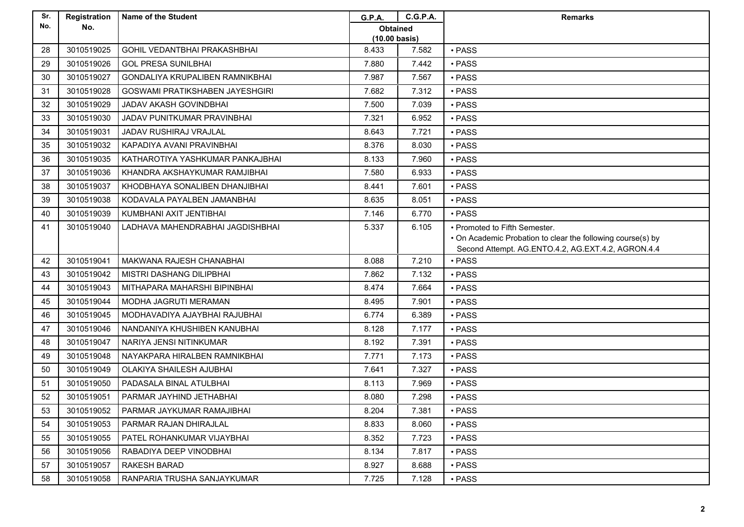| Sr. No. | Registration No. | Name of the Student | G.P.A. | C.G.P.A. | Remarks |
|---|---|---|---|---|---|
| | | | Obtained (10.00 basis) | | |
| 28 | 3010519025 | GOHIL VEDANTBHAI PRAKASHBHAI | 8.433 | 7.582 | • PASS |
| 29 | 3010519026 | GOL PRESA SUNILBHAI | 7.880 | 7.442 | • PASS |
| 30 | 3010519027 | GONDALIYA KRUPALIBEN RAMNIKBHAI | 7.987 | 7.567 | • PASS |
| 31 | 3010519028 | GOSWAMI PRATIKSHABEN JAYESHGIRI | 7.682 | 7.312 | • PASS |
| 32 | 3010519029 | JADAV AKASH GOVINDBHAI | 7.500 | 7.039 | • PASS |
| 33 | 3010519030 | JADAV PUNITKUMAR PRAVINBHAI | 7.321 | 6.952 | • PASS |
| 34 | 3010519031 | JADAV RUSHIRAJ VRAJLAL | 8.643 | 7.721 | • PASS |
| 35 | 3010519032 | KAPADIYA AVANI PRAVINBHAI | 8.376 | 8.030 | • PASS |
| 36 | 3010519035 | KATHAROTIYA YASHKUMAR PANKAJBHAI | 8.133 | 7.960 | • PASS |
| 37 | 3010519036 | KHANDRA AKSHAYKUMAR RAMJIBHAI | 7.580 | 6.933 | • PASS |
| 38 | 3010519037 | KHODBHAYA SONALIBEN DHANJIBHAI | 8.441 | 7.601 | • PASS |
| 39 | 3010519038 | KODAVALA PAYALBEN JAMANBHAI | 8.635 | 8.051 | • PASS |
| 40 | 3010519039 | KUMBHANI AXIT JENTIBHAI | 7.146 | 6.770 | • PASS |
| 41 | 3010519040 | LADHAVA MAHENDRABHAI JAGDISHBHAI | 5.337 | 6.105 | • Promoted to Fifth Semester.<br>• On Academic Probation to clear the following course(s) by Second Attempt. AG.ENTO.4.2, AG.EXT.4.2, AGRON.4.4 |
| 42 | 3010519041 | MAKWANA RAJESH CHANABHAI | 8.088 | 7.210 | • PASS |
| 43 | 3010519042 | MISTRI DASHANG DILIPBHAI | 7.862 | 7.132 | • PASS |
| 44 | 3010519043 | MITHAPARA MAHARSHI BIPINBHAI | 8.474 | 7.664 | • PASS |
| 45 | 3010519044 | MODHA JAGRUTI MERAMAN | 8.495 | 7.901 | • PASS |
| 46 | 3010519045 | MODHAVADIYA AJAYBHAI RAJUBHAI | 6.774 | 6.389 | • PASS |
| 47 | 3010519046 | NANDANIYA KHUSHIBEN KANUBHAI | 8.128 | 7.177 | • PASS |
| 48 | 3010519047 | NARIYA JENSI NITINKUMAR | 8.192 | 7.391 | • PASS |
| 49 | 3010519048 | NAYAKPARA HIRALBEN RAMNIKBHAI | 7.771 | 7.173 | • PASS |
| 50 | 3010519049 | OLAKIYA SHAILESH AJUBHAI | 7.641 | 7.327 | • PASS |
| 51 | 3010519050 | PADASALA BINAL ATULBHAI | 8.113 | 7.969 | • PASS |
| 52 | 3010519051 | PARMAR JAYHIND JETHABHAI | 8.080 | 7.298 | • PASS |
| 53 | 3010519052 | PARMAR JAYKUMAR RAMAJIBHAI | 8.204 | 7.381 | • PASS |
| 54 | 3010519053 | PARMAR RAJAN DHIRAJLAL | 8.833 | 8.060 | • PASS |
| 55 | 3010519055 | PATEL ROHANKUMAR VIJAYBHAI | 8.352 | 7.723 | • PASS |
| 56 | 3010519056 | RABADIYA DEEP VINODBHAI | 8.134 | 7.817 | • PASS |
| 57 | 3010519057 | RAKESH BARAD | 8.927 | 8.688 | • PASS |
| 58 | 3010519058 | RANPARIA TRUSHA SANJAYKUMAR | 7.725 | 7.128 | • PASS |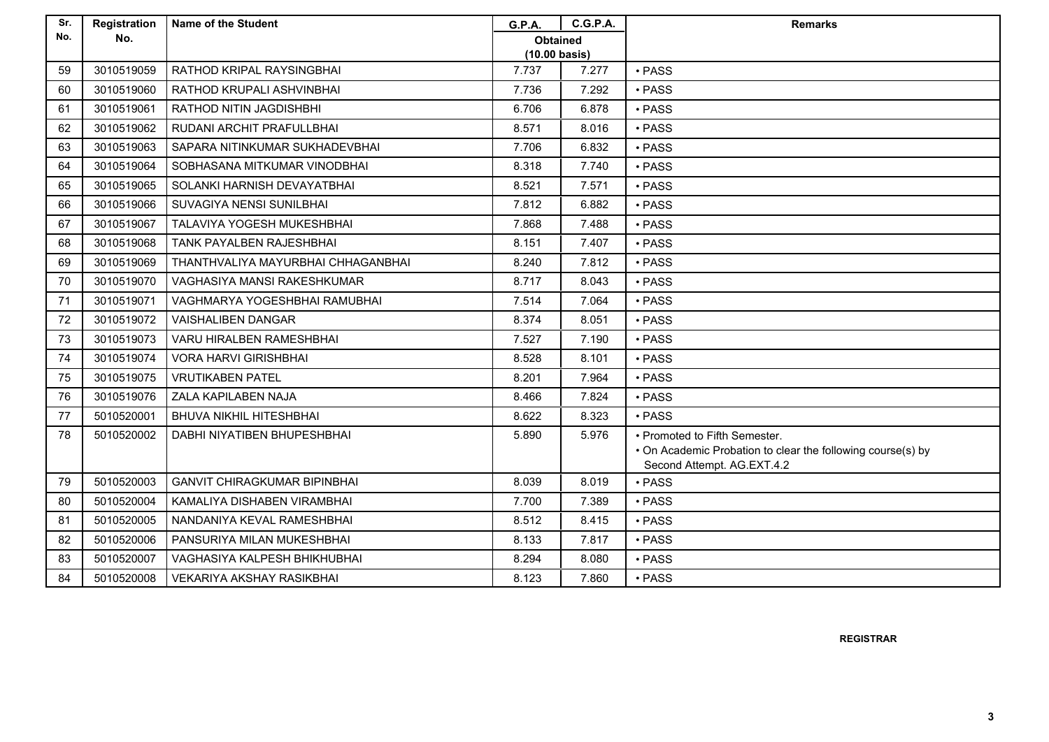| Sr. No. | Registration No. | Name of the Student | G.P.A. | C.G.P.A. | Remarks |
|---|---|---|---|---|---|
| | | | Obtained (10.00 basis) | | |
| 59 | 3010519059 | RATHOD KRIPAL RAYSINGBHAI | 7.737 | 7.277 | • PASS |
| 60 | 3010519060 | RATHOD KRUPALI ASHVINBHAI | 7.736 | 7.292 | • PASS |
| 61 | 3010519061 | RATHOD NITIN JAGDISHBHI | 6.706 | 6.878 | • PASS |
| 62 | 3010519062 | RUDANI ARCHIT PRAFULLBHAI | 8.571 | 8.016 | • PASS |
| 63 | 3010519063 | SAPARA NITINKUMAR SUKHADEVBHAI | 7.706 | 6.832 | • PASS |
| 64 | 3010519064 | SOBHASANA MITKUMAR VINODBHAI | 8.318 | 7.740 | • PASS |
| 65 | 3010519065 | SOLANKI HARNISH DEVAYATBHAI | 8.521 | 7.571 | • PASS |
| 66 | 3010519066 | SUVAGIYA NENSI SUNILBHAI | 7.812 | 6.882 | • PASS |
| 67 | 3010519067 | TALAVIYA YOGESH MUKESHBHAI | 7.868 | 7.488 | • PASS |
| 68 | 3010519068 | TANK PAYALBEN RAJESHBHAI | 8.151 | 7.407 | • PASS |
| 69 | 3010519069 | THANTHVALIYA MAYURBHAI CHHAGANBHAI | 8.240 | 7.812 | • PASS |
| 70 | 3010519070 | VAGHASIYA MANSI RAKESHKUMAR | 8.717 | 8.043 | • PASS |
| 71 | 3010519071 | VAGHMARYA YOGESHBHAI RAMUBHAI | 7.514 | 7.064 | • PASS |
| 72 | 3010519072 | VAISHALIBEN DANGAR | 8.374 | 8.051 | • PASS |
| 73 | 3010519073 | VARU HIRALBEN RAMESHBHAI | 7.527 | 7.190 | • PASS |
| 74 | 3010519074 | VORA HARVI GIRISHBHAI | 8.528 | 8.101 | • PASS |
| 75 | 3010519075 | VRUTIKABEN PATEL | 8.201 | 7.964 | • PASS |
| 76 | 3010519076 | ZALA KAPILABEN NAJA | 8.466 | 7.824 | • PASS |
| 77 | 5010520001 | BHUVA NIKHIL HITESHBHAI | 8.622 | 8.323 | • PASS |
| 78 | 5010520002 | DABHI NIYATIBEN BHUPESHBHAI | 5.890 | 5.976 | • Promoted to Fifth Semester. • On Academic Probation to clear the following course(s) by Second Attempt. AG.EXT.4.2 |
| 79 | 5010520003 | GANVIT CHIRAGKUMAR BIPINBHAI | 8.039 | 8.019 | • PASS |
| 80 | 5010520004 | KAMALIYA DISHABEN VIRAMBHAI | 7.700 | 7.389 | • PASS |
| 81 | 5010520005 | NANDANIYA KEVAL RAMESHBHAI | 8.512 | 8.415 | • PASS |
| 82 | 5010520006 | PANSURIYA MILAN MUKESHBHAI | 8.133 | 7.817 | • PASS |
| 83 | 5010520007 | VAGHASIYA KALPESH BHIKHUBHAI | 8.294 | 8.080 | • PASS |
| 84 | 5010520008 | VEKARIYA AKSHAY RASIKBHAI | 8.123 | 7.860 | • PASS |

**REGISTRAR**